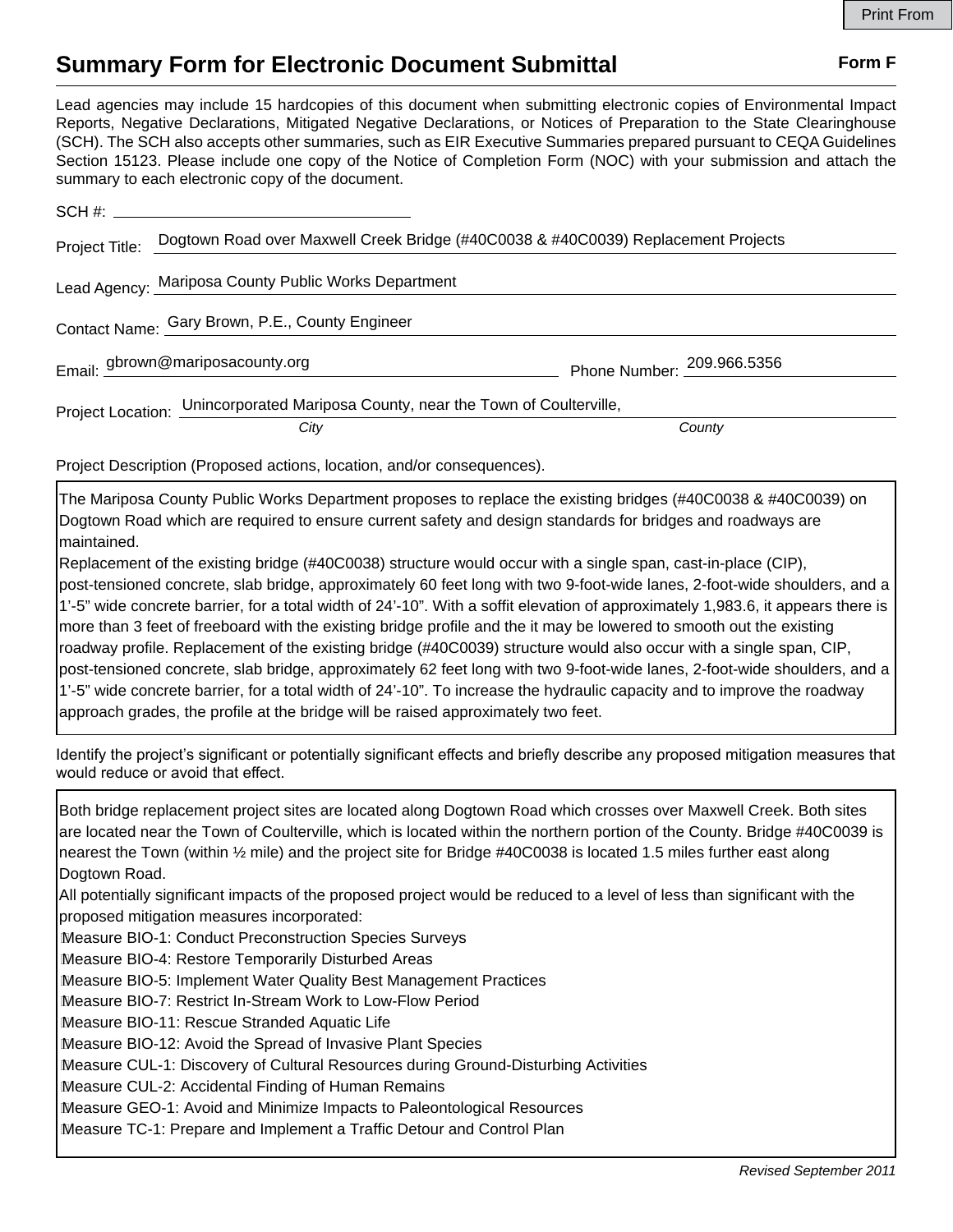# Summary Form for Electronic Document Submittal

**Form F**

Lead agencies may include 15 hardcopies of this document when submitting electronic copies of Environmental Impact Reports, Negative Declarations, Mitigated Negative Declarations, or Notices of Preparation to the State Clearinghouse (SCH). The SCH also accepts other summaries, such as EIR Executive Summaries prepared pursuant to CEQA Guidelines Section 15123. Please include one copy of the Notice of Completion Form (NOC) with your submission and attach the summary to each electronic copy of the document.

SCH #: \_\_\_\_\_\_\_\_\_\_\_\_\_\_\_\_\_\_\_\_

Project Title: Dogtown Road over Maxwell Creek Bridge (#40C0038 & #40C0039) Replacement Projects

Lead Agency: Mariposa County Public Works Department

Contact Name: Gary Brown, P.E., County Engineer

Email: gbrown@mariposacounty.org    Phone Number: 209.966.5356

Project Location: Unincorporated Mariposa County, near the Town of Coulterville,
*City*    *County*

Project Description (Proposed actions, location, and/or consequences).

The Mariposa County Public Works Department proposes to replace the existing bridges (#40C0038 & #40C0039) on Dogtown Road which are required to ensure current safety and design standards for bridges and roadways are maintained.
Replacement of the existing bridge (#40C0038) structure would occur with a single span, cast-in-place (CIP), post-tensioned concrete, slab bridge, approximately 60 feet long with two 9-foot-wide lanes, 2-foot-wide shoulders, and a 1'-5" wide concrete barrier, for a total width of 24'-10". With a soffit elevation of approximately 1,983.6, it appears there is more than 3 feet of freeboard with the existing bridge profile and the it may be lowered to smooth out the existing roadway profile. Replacement of the existing bridge (#40C0039) structure would also occur with a single span, CIP, post-tensioned concrete, slab bridge, approximately 62 feet long with two 9-foot-wide lanes, 2-foot-wide shoulders, and a 1'-5" wide concrete barrier, for a total width of 24'-10". To increase the hydraulic capacity and to improve the roadway approach grades, the profile at the bridge will be raised approximately two feet.

Identify the project's significant or potentially significant effects and briefly describe any proposed mitigation measures that would reduce or avoid that effect.

Both bridge replacement project sites are located along Dogtown Road which crosses over Maxwell Creek. Both sites are located near the Town of Coulterville, which is located within the northern portion of the County. Bridge #40C0039 is nearest the Town (within ½ mile) and the project site for Bridge #40C0038 is located 1.5 miles further east along Dogtown Road.
All potentially significant impacts of the proposed project would be reduced to a level of less than significant with the proposed mitigation measures incorporated:

- Measure BIO-1: Conduct Preconstruction Species Surveys
- Measure BIO-4: Restore Temporarily Disturbed Areas
- Measure BIO-5: Implement Water Quality Best Management Practices
- Measure BIO-7: Restrict In-Stream Work to Low-Flow Period
- Measure BIO-11: Rescue Stranded Aquatic Life
- Measure BIO-12: Avoid the Spread of Invasive Plant Species
- Measure CUL-1: Discovery of Cultural Resources during Ground-Disturbing Activities
- Measure CUL-2: Accidental Finding of Human Remains
- Measure GEO-1: Avoid and Minimize Impacts to Paleontological Resources
- Measure TC-1: Prepare and Implement a Traffic Detour and Control Plan

*Revised September 2011*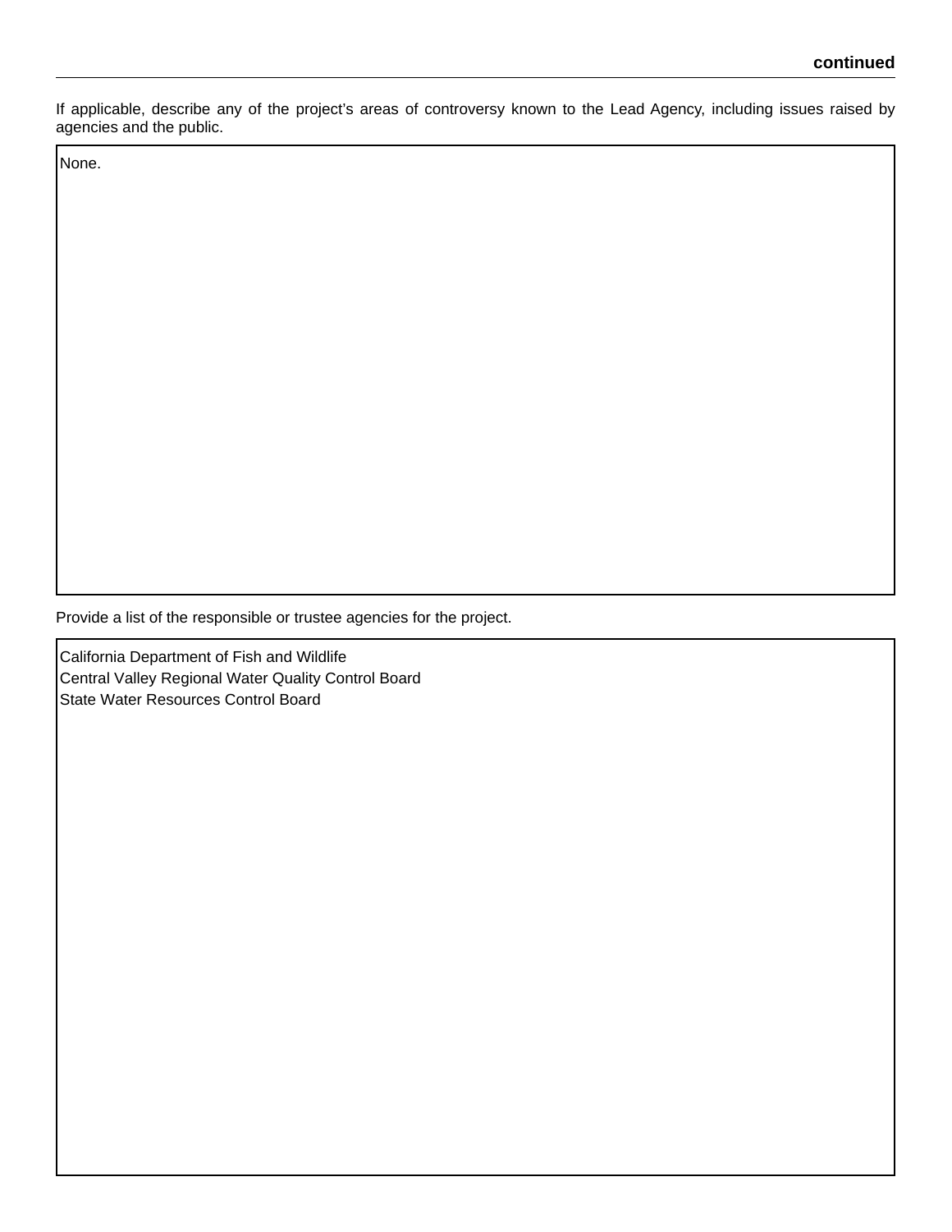**continued**

If applicable, describe any of the project's areas of controversy known to the Lead Agency, including issues raised by agencies and the public.

None.

Provide a list of the responsible or trustee agencies for the project.

California Department of Fish and Wildlife
Central Valley Regional Water Quality Control Board
State Water Resources Control Board